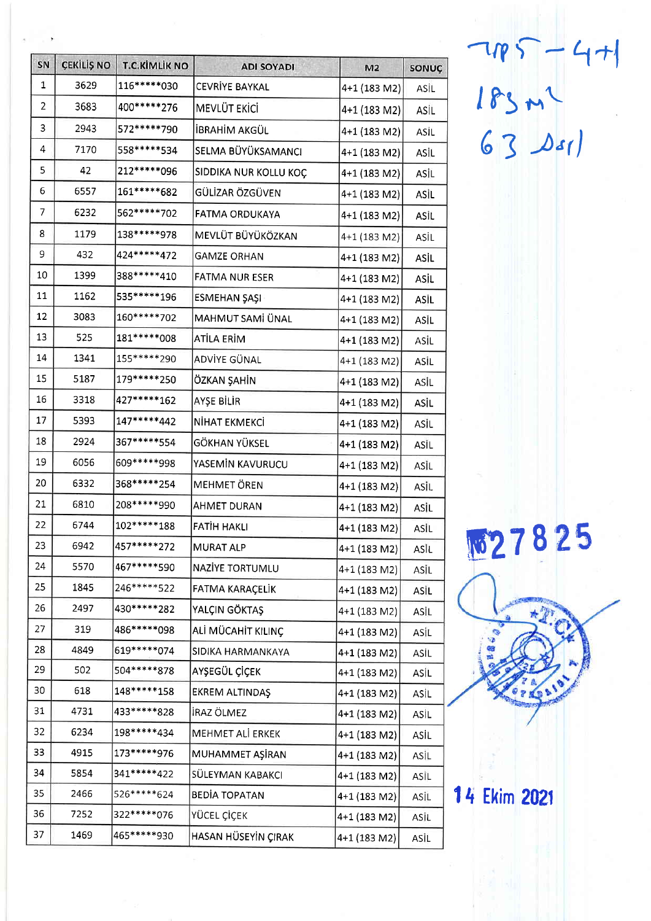| SN | ÇEKİLİŞ NO | T.C.KİMLİK NO | ADI SOYADI | M2 | SONUÇ |
|---|---|---|---|---|---|
| 1 | 3629 | 116*****030 | CEVRİYE BAYKAL | 4+1 (183 M2) | ASİL |
| 2 | 3683 | 400*****276 | MEVLÜT EKİCİ | 4+1 (183 M2) | ASİL |
| 3 | 2943 | 572*****790 | İBRAHİM AKGÜL | 4+1 (183 M2) | ASİL |
| 4 | 7170 | 558*****534 | SELMA BÜYÜKSAMANCI | 4+1 (183 M2) | ASİL |
| 5 | 42 | 212*****096 | SIDDIKA NUR KOLLU KOÇ | 4+1 (183 M2) | ASİL |
| 6 | 6557 | 161*****682 | GÜLİZAR ÖZGÜVEN | 4+1 (183 M2) | ASİL |
| 7 | 6232 | 562*****702 | FATMA ORDUKAYA | 4+1 (183 M2) | ASİL |
| 8 | 1179 | 138*****978 | MEVLÜT BÜYÜKÖZKAN | 4+1 (183 M2) | ASİL |
| 9 | 432 | 424*****472 | GAMZE ORHAN | 4+1 (183 M2) | ASİL |
| 10 | 1399 | 388*****410 | FATMA NUR ESER | 4+1 (183 M2) | ASİL |
| 11 | 1162 | 535*****196 | ESMEHAN ŞAŞI | 4+1 (183 M2) | ASİL |
| 12 | 3083 | 160*****702 | MAHMUT SAMİ ÜNAL | 4+1 (183 M2) | ASİL |
| 13 | 525 | 181*****008 | ATİLA ERİM | 4+1 (183 M2) | ASİL |
| 14 | 1341 | 155*****290 | ADVİYE GÜNAL | 4+1 (183 M2) | ASİL |
| 15 | 5187 | 179*****250 | ÖZKAN ŞAHİN | 4+1 (183 M2) | ASİL |
| 16 | 3318 | 427*****162 | AYŞE BİLİR | 4+1 (183 M2) | ASİL |
| 17 | 5393 | 147*****442 | NİHAT EKMEKCİ | 4+1 (183 M2) | ASİL |
| 18 | 2924 | 367*****554 | GÖKHAN YÜKSEL | 4+1 (183 M2) | ASİL |
| 19 | 6056 | 609*****998 | YASEMİN KAVURUCU | 4+1 (183 M2) | ASİL |
| 20 | 6332 | 368*****254 | MEHMET ÖREN | 4+1 (183 M2) | ASİL |
| 21 | 6810 | 208*****990 | AHMET DURAN | 4+1 (183 M2) | ASİL |
| 22 | 6744 | 102*****188 | FATİH HAKLI | 4+1 (183 M2) | ASİL |
| 23 | 6942 | 457*****272 | MURAT ALP | 4+1 (183 M2) | ASİL |
| 24 | 5570 | 467*****590 | NAZİYE TORTUMLU | 4+1 (183 M2) | ASİL |
| 25 | 1845 | 246*****522 | FATMA KARAÇELİK | 4+1 (183 M2) | ASİL |
| 26 | 2497 | 430*****282 | YALÇIN GÖKTAŞ | 4+1 (183 M2) | ASİL |
| 27 | 319 | 486*****098 | ALİ MÜCAHİT KILINÇ | 4+1 (183 M2) | ASİL |
| 28 | 4849 | 619*****074 | SIDIKA HARMANKAYA | 4+1 (183 M2) | ASİL |
| 29 | 502 | 504*****878 | AYŞEGÜL ÇİÇEK | 4+1 (183 M2) | ASİL |
| 30 | 618 | 148*****158 | EKREM ALTINDAŞ | 4+1 (183 M2) | ASİL |
| 31 | 4731 | 433*****828 | İRAZ ÖLMEZ | 4+1 (183 M2) | ASİL |
| 32 | 6234 | 198*****434 | MEHMET ALİ ERKEK | 4+1 (183 M2) | ASİL |
| 33 | 4915 | 173*****976 | MUHAMMET AŞİRAN | 4+1 (183 M2) | ASİL |
| 34 | 5854 | 341*****422 | SÜLEYMAN KABAKCI | 4+1 (183 M2) | ASİL |
| 35 | 2466 | 526*****624 | BEDİA TOPATAN | 4+1 (183 M2) | ASİL |
| 36 | 7252 | 322*****076 | YÜCEL ÇİÇEK | 4+1 (183 M2) | ASİL |
| 37 | 1469 | 465*****930 | HASAN HÜSEYİN ÇIRAK | 4+1 (183 M2) | ASİL |

TİP 5 – 4+1
183 m²
63 Asil

№27825

14 Ekim 2021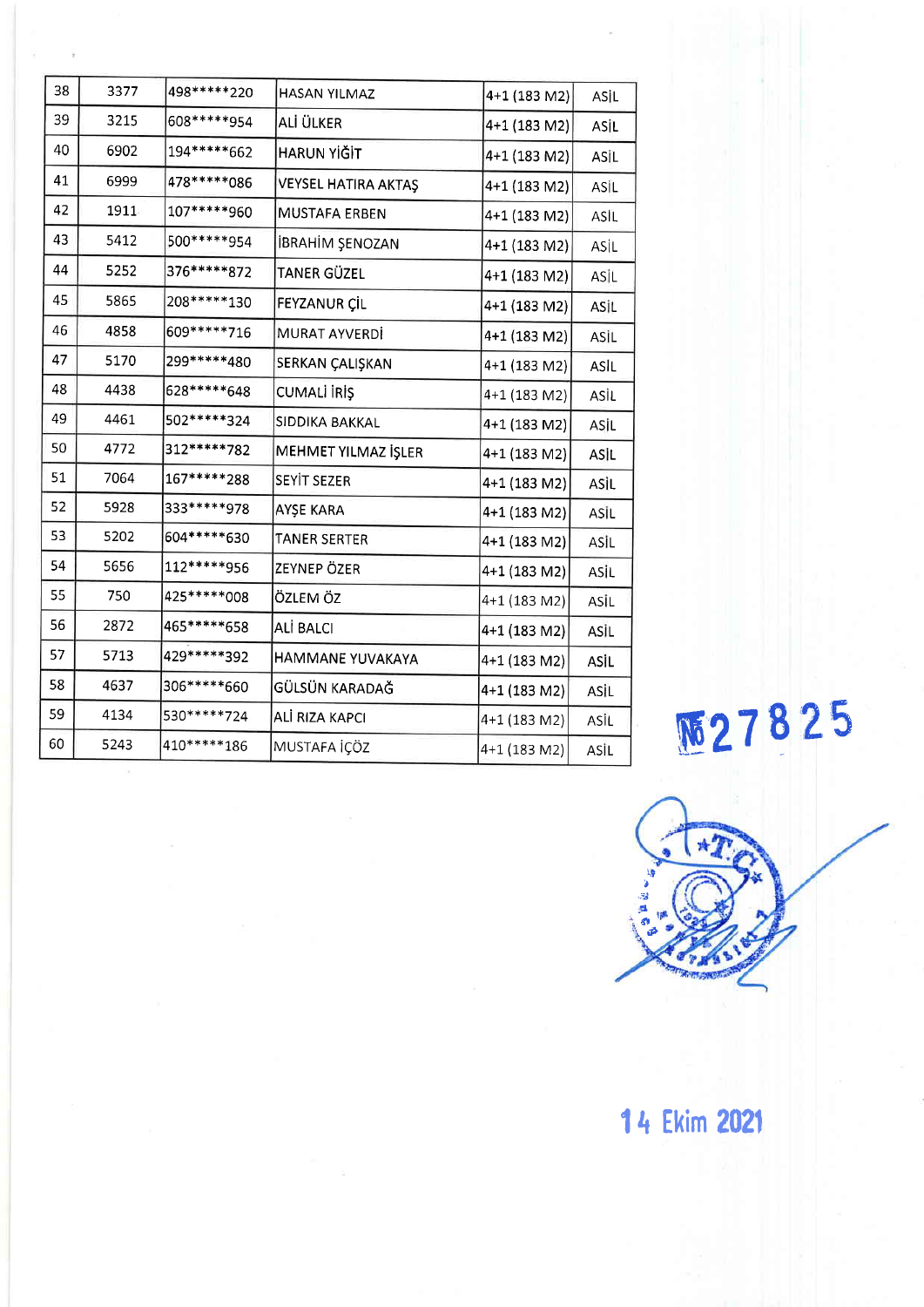| 38 | 3377 | 498*****220 | HASAN YILMAZ | 4+1 (183 M2) | ASİL |
|---|---|---|---|---|---|
| 39 | 3215 | 608*****954 | ALİ ÜLKER | 4+1 (183 M2) | ASİL |
| 40 | 6902 | 194*****662 | HARUN YİĞİT | 4+1 (183 M2) | ASİL |
| 41 | 6999 | 478*****086 | VEYSEL HATIRA AKTAŞ | 4+1 (183 M2) | ASİL |
| 42 | 1911 | 107*****960 | MUSTAFA ERBEN | 4+1 (183 M2) | ASİL |
| 43 | 5412 | 500*****954 | İBRAHİM ŞENOZAN | 4+1 (183 M2) | ASİL |
| 44 | 5252 | 376*****872 | TANER GÜZEL | 4+1 (183 M2) | ASİL |
| 45 | 5865 | 208*****130 | FEYZANUR ÇİL | 4+1 (183 M2) | ASİL |
| 46 | 4858 | 609*****716 | MURAT AYVERDİ | 4+1 (183 M2) | ASİL |
| 47 | 5170 | 299*****480 | SERKAN ÇALIŞKAN | 4+1 (183 M2) | ASİL |
| 48 | 4438 | 628*****648 | CUMALİ İRİŞ | 4+1 (183 M2) | ASİL |
| 49 | 4461 | 502*****324 | SIDDIKA BAKKAL | 4+1 (183 M2) | ASİL |
| 50 | 4772 | 312*****782 | MEHMET YILMAZ İŞLER | 4+1 (183 M2) | ASİL |
| 51 | 7064 | 167*****288 | SEYİT SEZER | 4+1 (183 M2) | ASİL |
| 52 | 5928 | 333*****978 | AYŞE KARA | 4+1 (183 M2) | ASİL |
| 53 | 5202 | 604*****630 | TANER SERTER | 4+1 (183 M2) | ASİL |
| 54 | 5656 | 112*****956 | ZEYNEP ÖZER | 4+1 (183 M2) | ASİL |
| 55 | 750 | 425*****008 | ÖZLEM ÖZ | 4+1 (183 M2) | ASİL |
| 56 | 2872 | 465*****658 | ALİ BALCI | 4+1 (183 M2) | ASİL |
| 57 | 5713 | 429*****392 | HAMMANE YUVAKAYA | 4+1 (183 M2) | ASİL |
| 58 | 4637 | 306*****660 | GÜLSÜN KARADAĞ | 4+1 (183 M2) | ASİL |
| 59 | 4134 | 530*****724 | ALİ RIZA KAPCI | 4+1 (183 M2) | ASİL |
| 60 | 5243 | 410*****186 | MUSTAFA İÇÖZ | 4+1 (183 M2) | ASİL |

№ 27825

14 Ekim 2021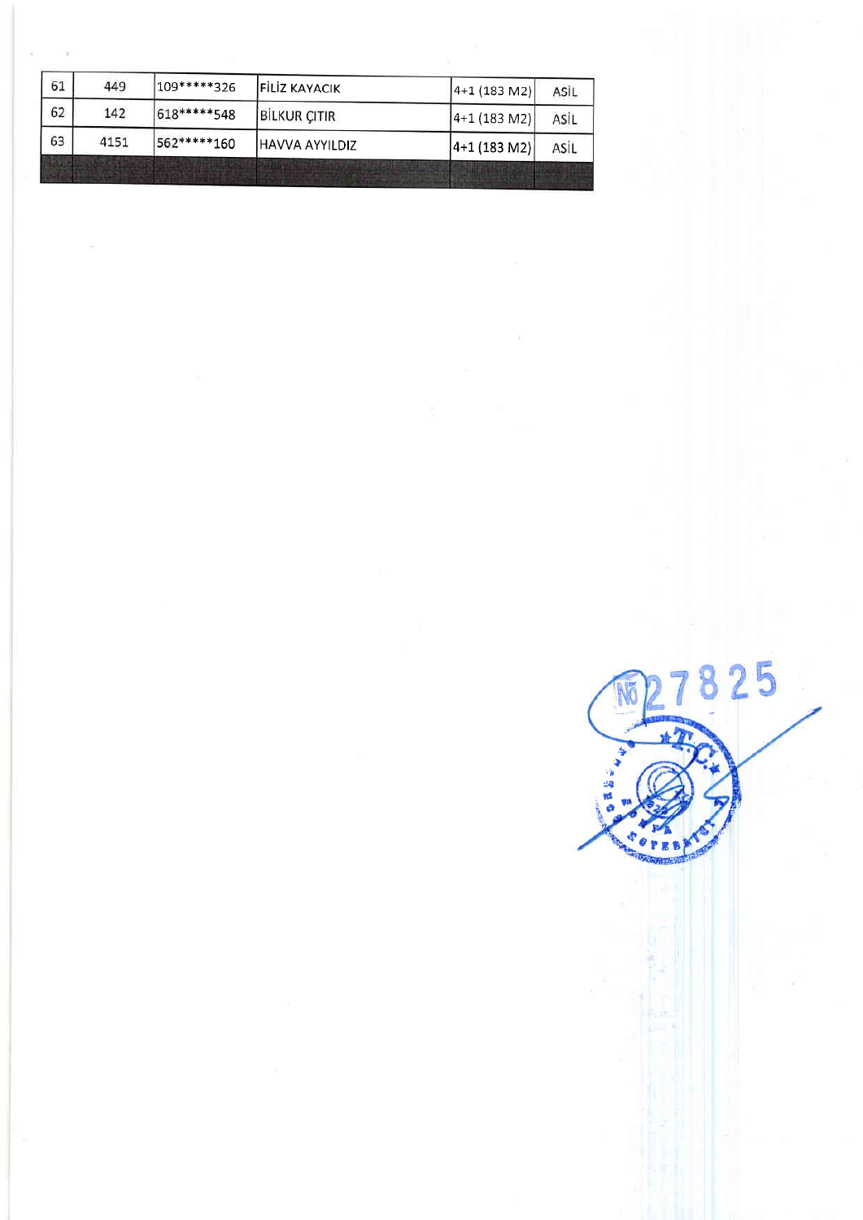| 61 | 449 | 109*****326 | FİLİZ KAYACIK | 4+1 (183 M2) | ASİL |
|---|---|---|---|---|---|
| 62 | 142 | 618*****548 | BİLKUR ÇITIR | 4+1 (183 M2) | ASİL |
| 63 | 4151 | 562*****160 | HAVVA AYYILDIZ | 4+1 (183 M2) | ASİL |
| | | | | | |

№ 27825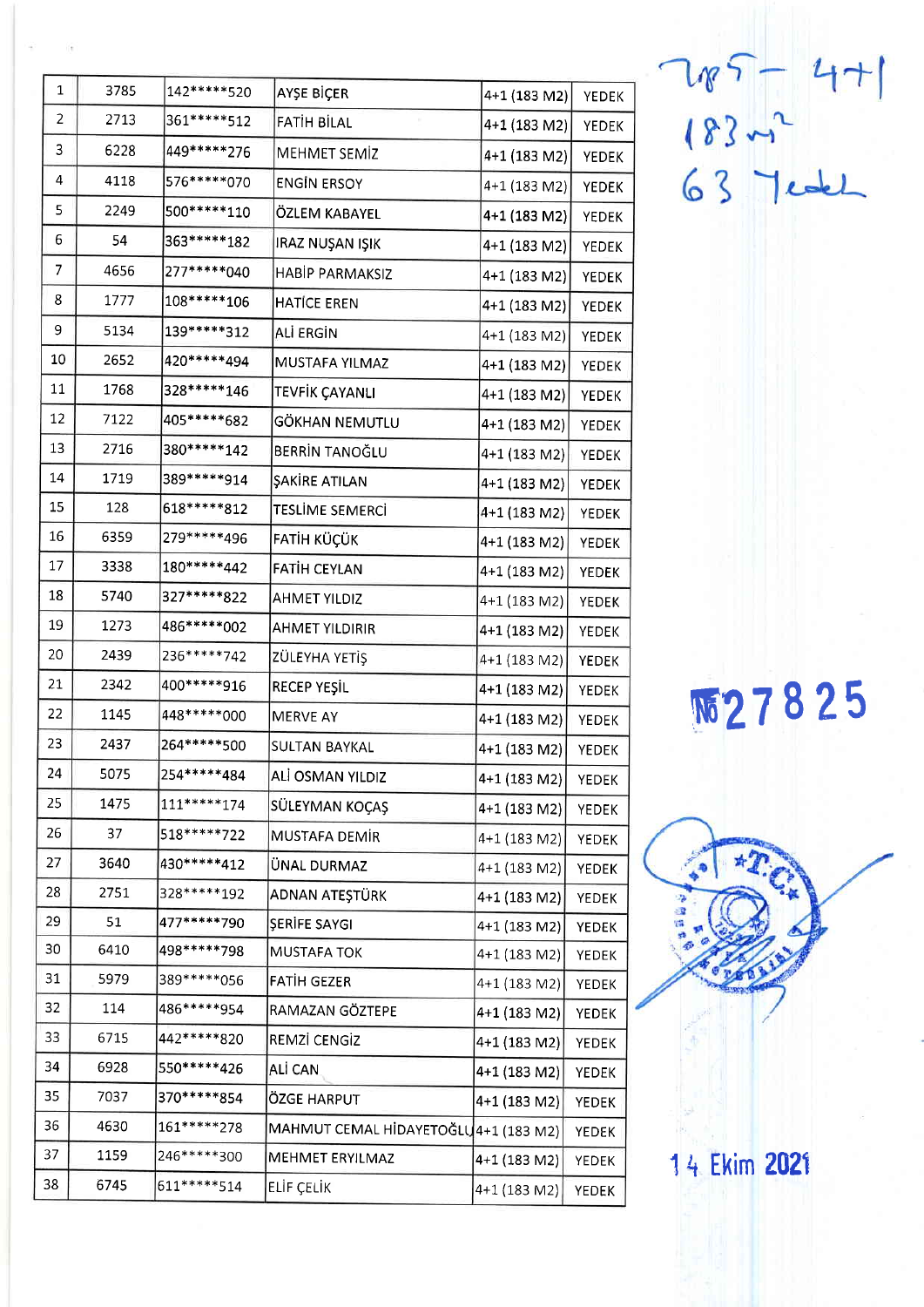| 1 | 3785 | 142*****520 | AYŞE BİÇER | 4+1 (183 M2) | YEDEK |
|---|---|---|---|---|---|
| 2 | 2713 | 361*****512 | FATİH BİLAL | 4+1 (183 M2) | YEDEK |
| 3 | 6228 | 449*****276 | MEHMET SEMİZ | 4+1 (183 M2) | YEDEK |
| 4 | 4118 | 576*****070 | ENGİN ERSOY | 4+1 (183 M2) | YEDEK |
| 5 | 2249 | 500*****110 | ÖZLEM KABAYEL | 4+1 (183 M2) | YEDEK |
| 6 | 54 | 363*****182 | IRAZ NUŞAN IŞIK | 4+1 (183 M2) | YEDEK |
| 7 | 4656 | 277*****040 | HABİP PARMAKSIZ | 4+1 (183 M2) | YEDEK |
| 8 | 1777 | 108*****106 | HATİCE EREN | 4+1 (183 M2) | YEDEK |
| 9 | 5134 | 139*****312 | ALİ ERGİN | 4+1 (183 M2) | YEDEK |
| 10 | 2652 | 420*****494 | MUSTAFA YILMAZ | 4+1 (183 M2) | YEDEK |
| 11 | 1768 | 328*****146 | TEVFİK ÇAYANLI | 4+1 (183 M2) | YEDEK |
| 12 | 7122 | 405*****682 | GÖKHAN NEMUTLU | 4+1 (183 M2) | YEDEK |
| 13 | 2716 | 380*****142 | BERRİN TANOĞLU | 4+1 (183 M2) | YEDEK |
| 14 | 1719 | 389*****914 | ŞAKİRE ATILAN | 4+1 (183 M2) | YEDEK |
| 15 | 128 | 618*****812 | TESLİME SEMERCİ | 4+1 (183 M2) | YEDEK |
| 16 | 6359 | 279*****496 | FATİH KÜÇÜK | 4+1 (183 M2) | YEDEK |
| 17 | 3338 | 180*****442 | FATİH CEYLAN | 4+1 (183 M2) | YEDEK |
| 18 | 5740 | 327*****822 | AHMET YILDIZ | 4+1 (183 M2) | YEDEK |
| 19 | 1273 | 486*****002 | AHMET YILDIRIR | 4+1 (183 M2) | YEDEK |
| 20 | 2439 | 236*****742 | ZÜLEYHA YETİŞ | 4+1 (183 M2) | YEDEK |
| 21 | 2342 | 400*****916 | RECEP YEŞİL | 4+1 (183 M2) | YEDEK |
| 22 | 1145 | 448*****000 | MERVE AY | 4+1 (183 M2) | YEDEK |
| 23 | 2437 | 264*****500 | SULTAN BAYKAL | 4+1 (183 M2) | YEDEK |
| 24 | 5075 | 254*****484 | ALİ OSMAN YILDIZ | 4+1 (183 M2) | YEDEK |
| 25 | 1475 | 111*****174 | SÜLEYMAN KOÇAŞ | 4+1 (183 M2) | YEDEK |
| 26 | 37 | 518*****722 | MUSTAFA DEMİR | 4+1 (183 M2) | YEDEK |
| 27 | 3640 | 430*****412 | ÜNAL DURMAZ | 4+1 (183 M2) | YEDEK |
| 28 | 2751 | 328*****192 | ADNAN ATEŞTÜRK | 4+1 (183 M2) | YEDEK |
| 29 | 51 | 477*****790 | ŞERİFE SAYGI | 4+1 (183 M2) | YEDEK |
| 30 | 6410 | 498*****798 | MUSTAFA TOK | 4+1 (183 M2) | YEDEK |
| 31 | 5979 | 389*****056 | FATİH GEZER | 4+1 (183 M2) | YEDEK |
| 32 | 114 | 486*****954 | RAMAZAN GÖZTEPE | 4+1 (183 M2) | YEDEK |
| 33 | 6715 | 442*****820 | REMZİ CENGİZ | 4+1 (183 M2) | YEDEK |
| 34 | 6928 | 550*****426 | ALİ CAN | 4+1 (183 M2) | YEDEK |
| 35 | 7037 | 370*****854 | ÖZGE HARPUT | 4+1 (183 M2) | YEDEK |
| 36 | 4630 | 161*****278 | MAHMUT CEMAL HİDAYETOĞLU | 4+1 (183 M2) | YEDEK |
| 37 | 1159 | 246*****300 | MEHMET ERYILMAZ | 4+1 (183 M2) | YEDEK |
| 38 | 6745 | 611*****514 | ELİF ÇELİK | 4+1 (183 M2) | YEDEK |

785 - 4+1
183 m²
63 Yedek

№ 27825

14 Ekim 2021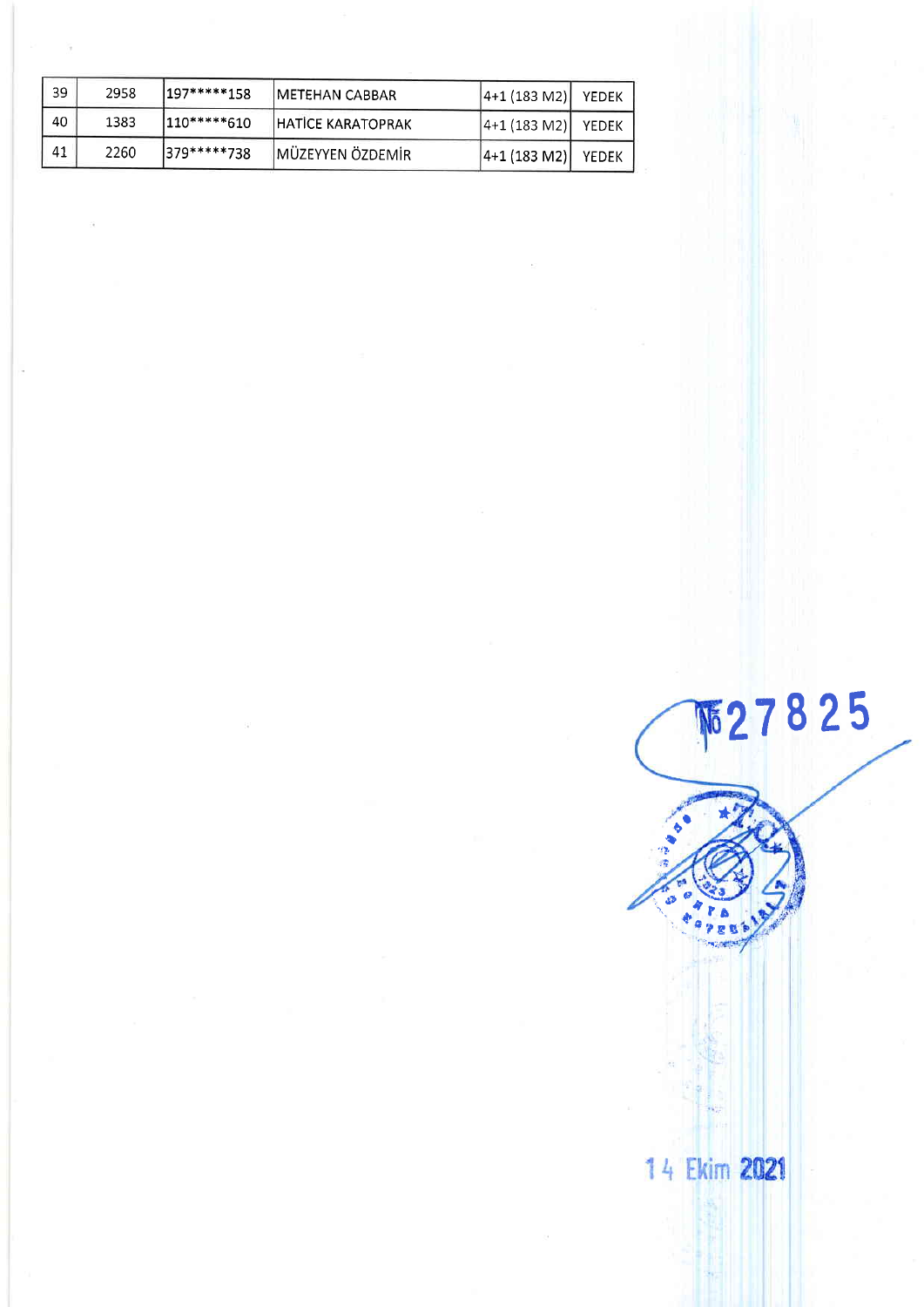| 39 | 2958 | 197*****158 | METEHAN CABBAR | 4+1 (183 M2) | YEDEK |
|---|---|---|---|---|---|
| 40 | 1383 | 110*****610 | HATİCE KARATOPRAK | 4+1 (183 M2) | YEDEK |
| 41 | 2260 | 379*****738 | MÜZEYYEN ÖZDEMİR | 4+1 (183 M2) | YEDEK |

№ 27825

14 Ekim 2021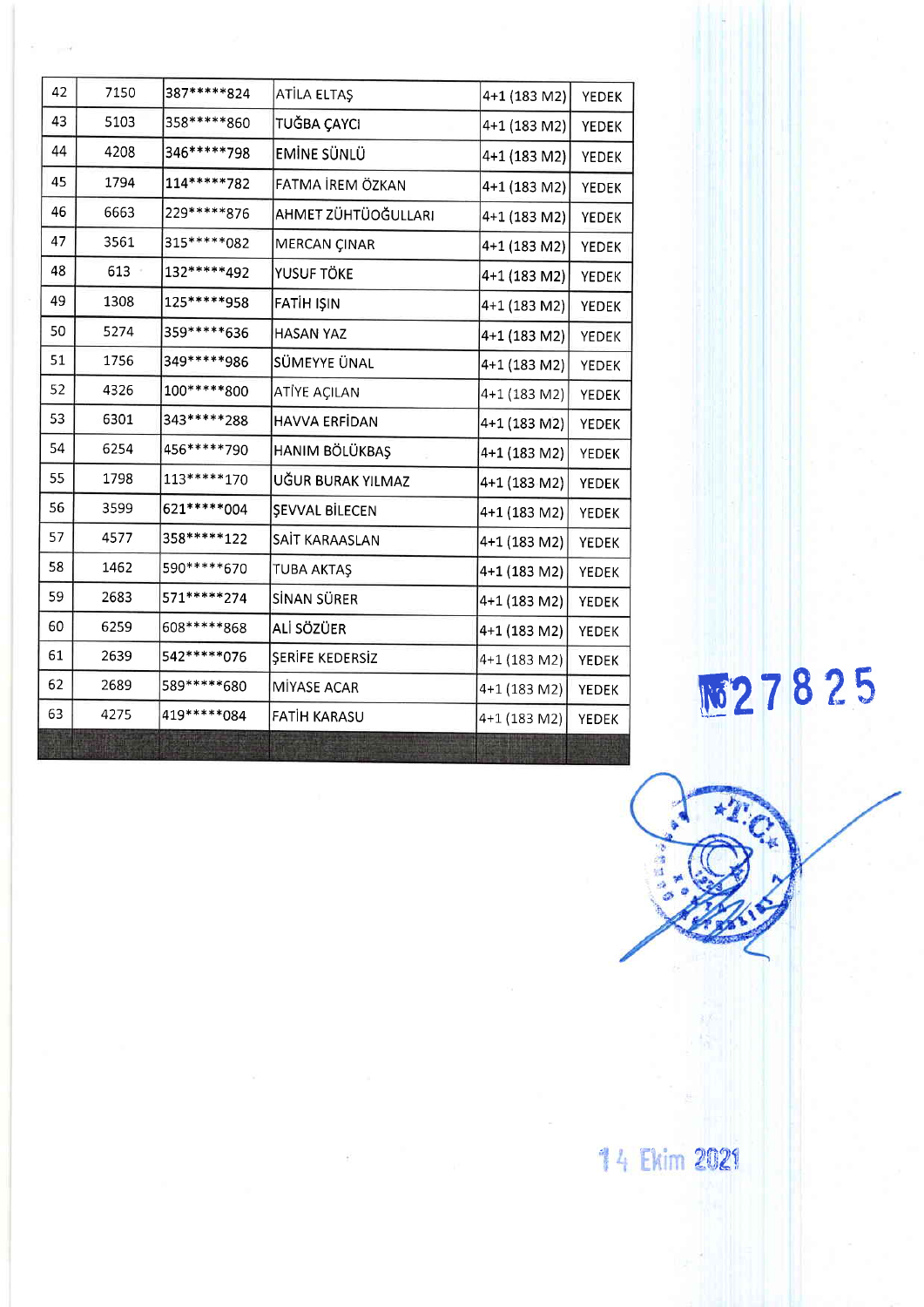| | | | | | |
|---|---|---|---|---|---|
| 42 | 7150 | 387*****824 | ATİLA ELTAŞ | 4+1 (183 M2) | YEDEK |
| 43 | 5103 | 358*****860 | TUĞBA ÇAYCI | 4+1 (183 M2) | YEDEK |
| 44 | 4208 | 346*****798 | EMİNE SÜNLÜ | 4+1 (183 M2) | YEDEK |
| 45 | 1794 | 114*****782 | FATMA İREM ÖZKAN | 4+1 (183 M2) | YEDEK |
| 46 | 6663 | 229*****876 | AHMET ZÜHTÜOĞULLARI | 4+1 (183 M2) | YEDEK |
| 47 | 3561 | 315*****082 | MERCAN ÇINAR | 4+1 (183 M2) | YEDEK |
| 48 | 613 | 132*****492 | YUSUF TÖKE | 4+1 (183 M2) | YEDEK |
| 49 | 1308 | 125*****958 | FATİH IŞIN | 4+1 (183 M2) | YEDEK |
| 50 | 5274 | 359*****636 | HASAN YAZ | 4+1 (183 M2) | YEDEK |
| 51 | 1756 | 349*****986 | SÜMEYYE ÜNAL | 4+1 (183 M2) | YEDEK |
| 52 | 4326 | 100*****800 | ATİYE AÇILAN | 4+1 (183 M2) | YEDEK |
| 53 | 6301 | 343*****288 | HAVVA ERFİDAN | 4+1 (183 M2) | YEDEK |
| 54 | 6254 | 456*****790 | HANIM BÖLÜKBAŞ | 4+1 (183 M2) | YEDEK |
| 55 | 1798 | 113*****170 | UĞUR BURAK YILMAZ | 4+1 (183 M2) | YEDEK |
| 56 | 3599 | 621*****004 | ŞEVVAL BİLECEN | 4+1 (183 M2) | YEDEK |
| 57 | 4577 | 358*****122 | SAİT KARAASLAN | 4+1 (183 M2) | YEDEK |
| 58 | 1462 | 590*****670 | TUBA AKTAŞ | 4+1 (183 M2) | YEDEK |
| 59 | 2683 | 571*****274 | SİNAN SÜRER | 4+1 (183 M2) | YEDEK |
| 60 | 6259 | 608*****868 | ALİ SÖZÜER | 4+1 (183 M2) | YEDEK |
| 61 | 2639 | 542*****076 | ŞERİFE KEDERSİZ | 4+1 (183 M2) | YEDEK |
| 62 | 2689 | 589*****680 | MİYASE ACAR | 4+1 (183 M2) | YEDEK |
| 63 | 4275 | 419*****084 | FATİH KARASU | 4+1 (183 M2) | YEDEK |

№27825

14 Ekim 2021